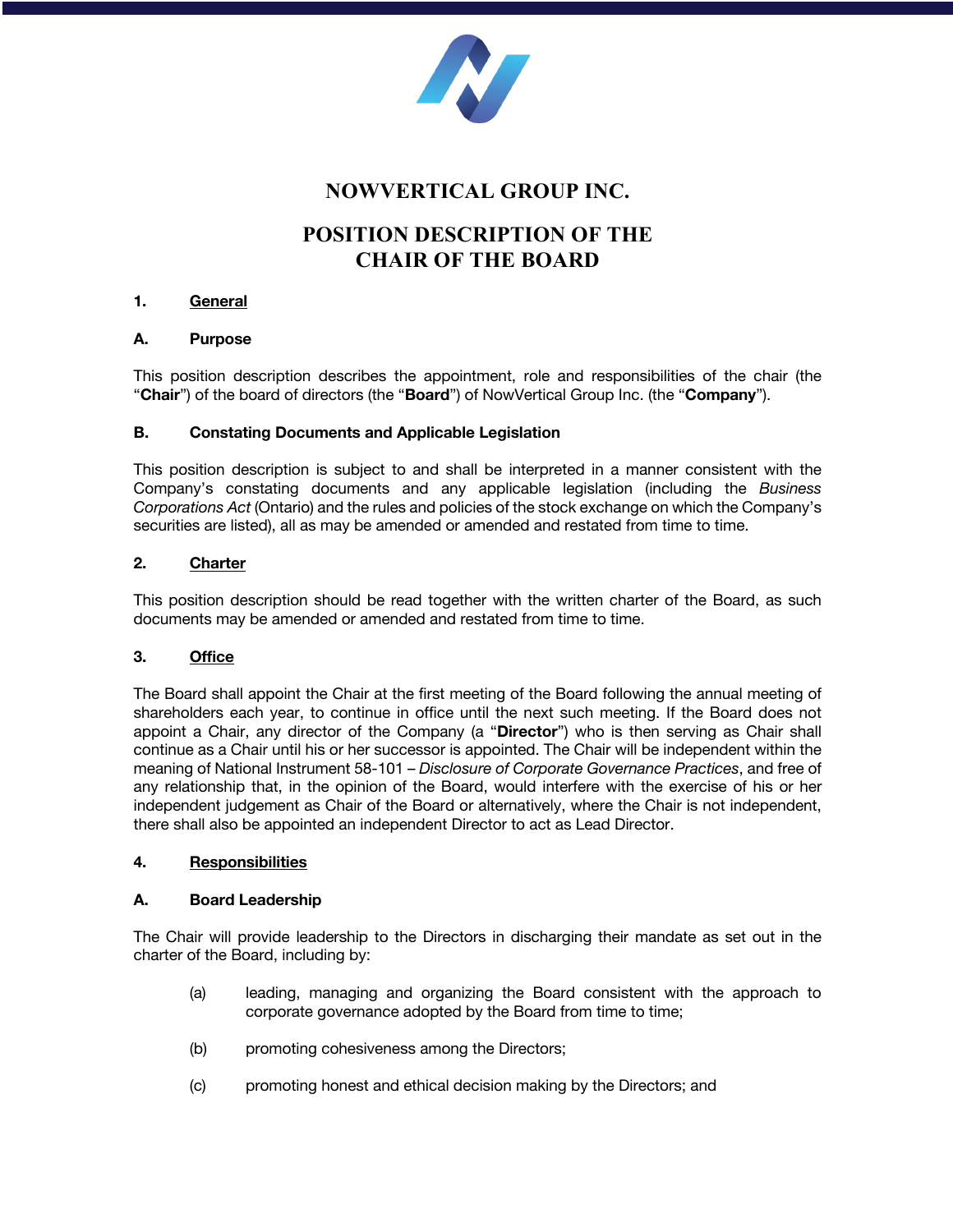# NOWVERTICAL GROUP INC.

# POSITION DESCRIPTION OF THE CHAIR OF THE BOARD

## 1. General

### A. Purpose

This position description describes the appointment, role and responsibilities of the chair (the "**Chair**") of the board of directors (the "**Board**") of NowVertical Group Inc. (the "**Company**").

### B. Constating Documents and Applicable Legislation

This position description is subject to and shall be interpreted in a manner consistent with the Company's constating documents and any applicable legislation (including the *Business Corporations Act* (Ontario) and the rules and policies of the stock exchange on which the Company's securities are listed), all as may be amended or amended and restated from time to time.

## 2. Charter

This position description should be read together with the written charter of the Board, as such documents may be amended or amended and restated from time to time.

## 3. Office

The Board shall appoint the Chair at the first meeting of the Board following the annual meeting of shareholders each year, to continue in office until the next such meeting. If the Board does not appoint a Chair, any director of the Company (a "**Director**") who is then serving as Chair shall continue as a Chair until his or her successor is appointed. The Chair will be independent within the meaning of National Instrument 58-101 – *Disclosure of Corporate Governance Practices*, and free of any relationship that, in the opinion of the Board, would interfere with the exercise of his or her independent judgement as Chair of the Board or alternatively, where the Chair is not independent, there shall also be appointed an independent Director to act as Lead Director.

## 4. Responsibilities

### A. Board Leadership

The Chair will provide leadership to the Directors in discharging their mandate as set out in the charter of the Board, including by:

(a) leading, managing and organizing the Board consistent with the approach to corporate governance adopted by the Board from time to time;

(b) promoting cohesiveness among the Directors;

(c) promoting honest and ethical decision making by the Directors; and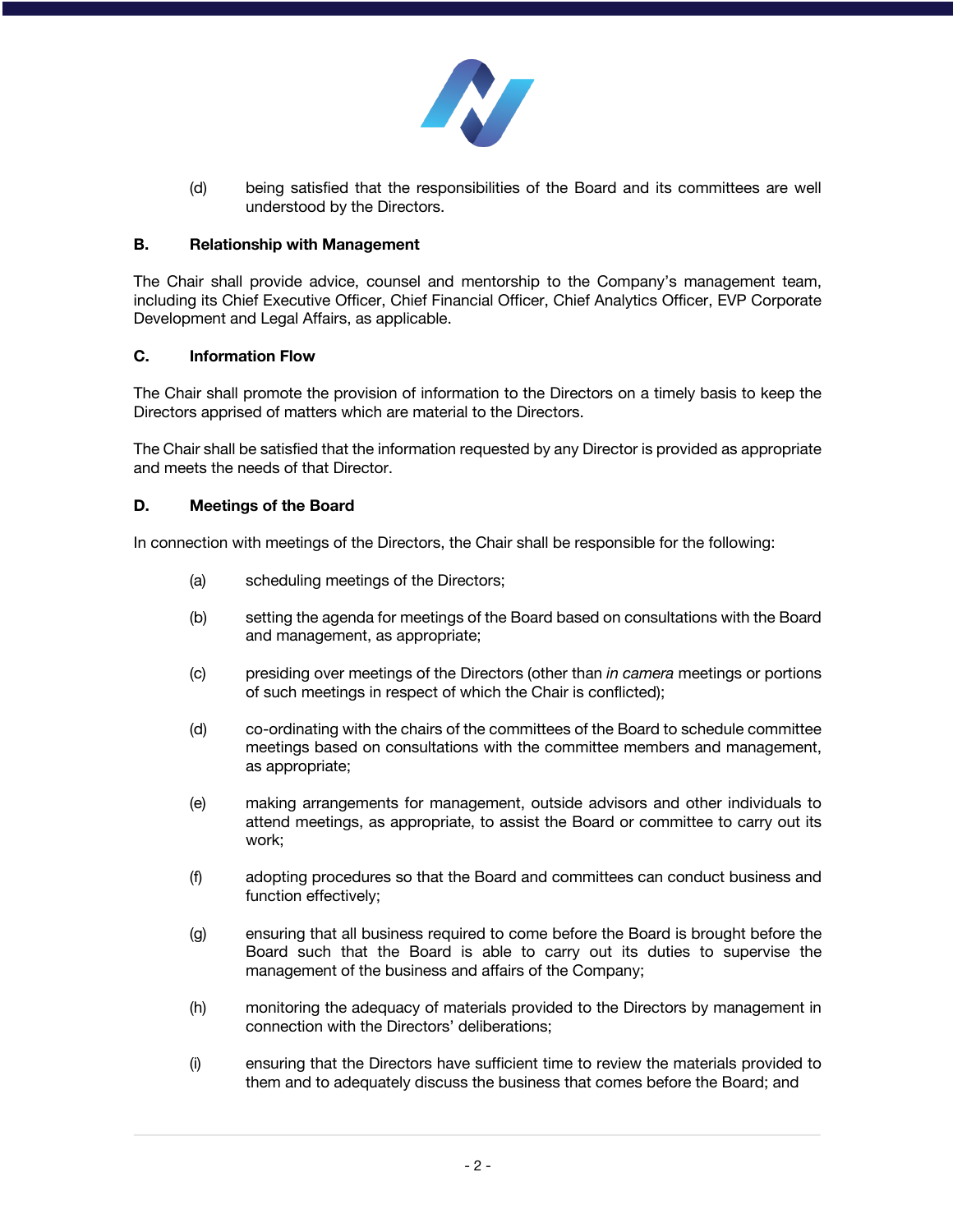(d) being satisfied that the responsibilities of the Board and its committees are well understood by the Directors.

## B. Relationship with Management

The Chair shall provide advice, counsel and mentorship to the Company's management team, including its Chief Executive Officer, Chief Financial Officer, Chief Analytics Officer, EVP Corporate Development and Legal Affairs, as applicable.

## C. Information Flow

The Chair shall promote the provision of information to the Directors on a timely basis to keep the Directors apprised of matters which are material to the Directors.

The Chair shall be satisfied that the information requested by any Director is provided as appropriate and meets the needs of that Director.

## D. Meetings of the Board

In connection with meetings of the Directors, the Chair shall be responsible for the following:

(a) scheduling meetings of the Directors;

(b) setting the agenda for meetings of the Board based on consultations with the Board and management, as appropriate;

(c) presiding over meetings of the Directors (other than *in camera* meetings or portions of such meetings in respect of which the Chair is conflicted);

(d) co-ordinating with the chairs of the committees of the Board to schedule committee meetings based on consultations with the committee members and management, as appropriate;

(e) making arrangements for management, outside advisors and other individuals to attend meetings, as appropriate, to assist the Board or committee to carry out its work;

(f) adopting procedures so that the Board and committees can conduct business and function effectively;

(g) ensuring that all business required to come before the Board is brought before the Board such that the Board is able to carry out its duties to supervise the management of the business and affairs of the Company;

(h) monitoring the adequacy of materials provided to the Directors by management in connection with the Directors' deliberations;

(i) ensuring that the Directors have sufficient time to review the materials provided to them and to adequately discuss the business that comes before the Board; and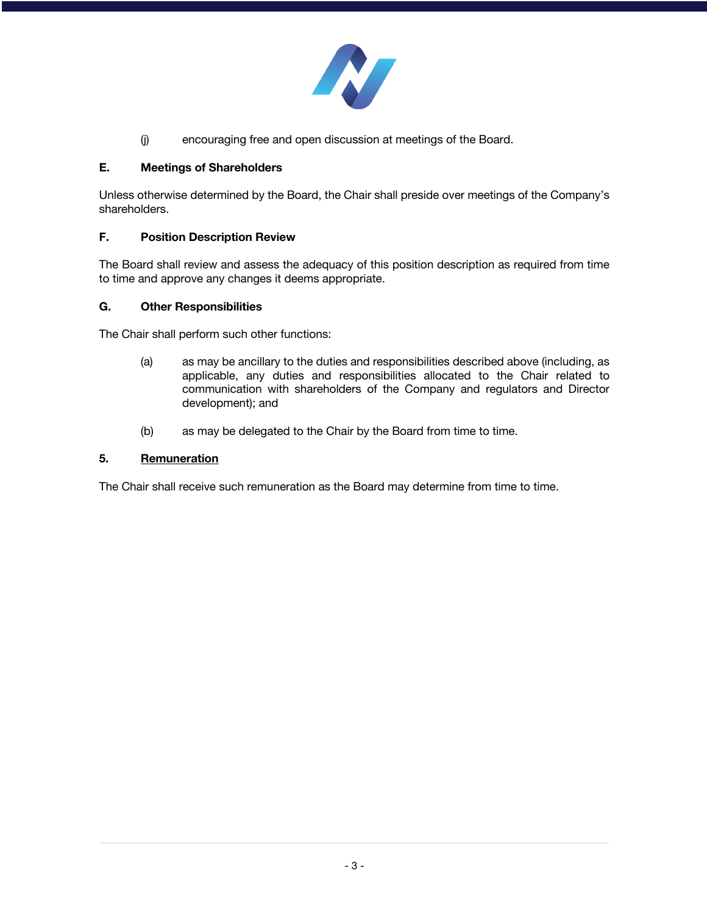(j) encouraging free and open discussion at meetings of the Board.

### E. Meetings of Shareholders

Unless otherwise determined by the Board, the Chair shall preside over meetings of the Company's shareholders.

### F. Position Description Review

The Board shall review and assess the adequacy of this position description as required from time to time and approve any changes it deems appropriate.

### G. Other Responsibilities

The Chair shall perform such other functions:

(a) as may be ancillary to the duties and responsibilities described above (including, as applicable, any duties and responsibilities allocated to the Chair related to communication with shareholders of the Company and regulators and Director development); and

(b) as may be delegated to the Chair by the Board from time to time.

## 5. Remuneration

The Chair shall receive such remuneration as the Board may determine from time to time.